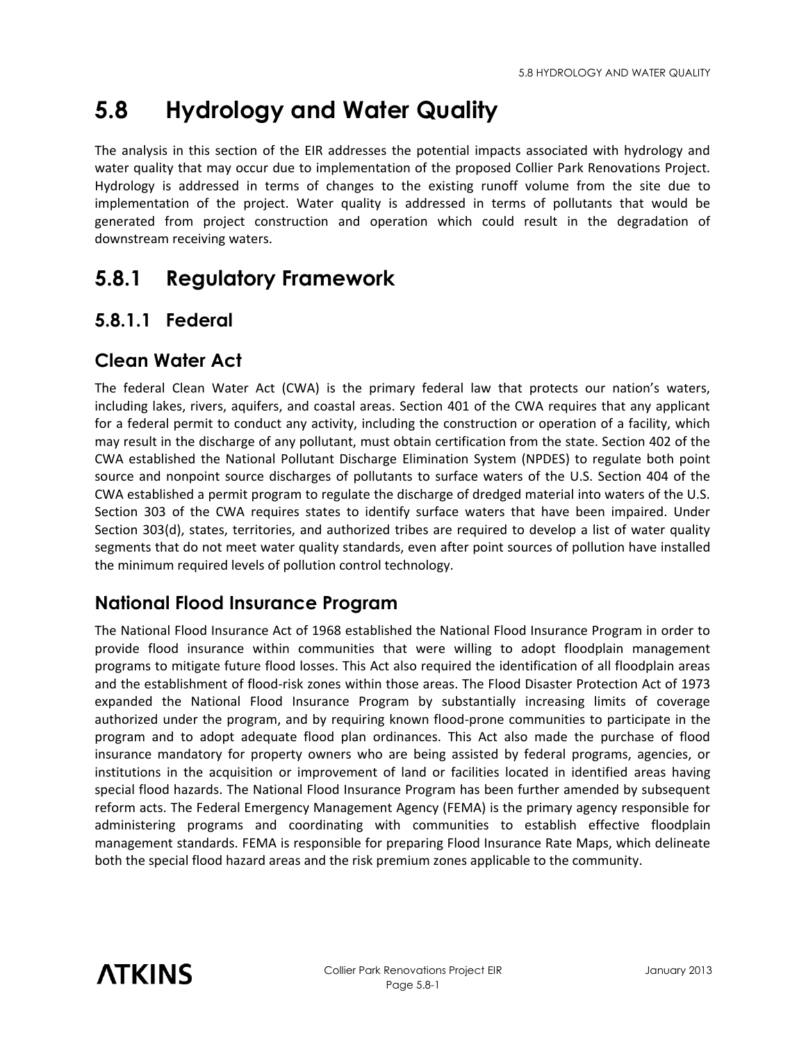# 5.8 Hydrology and Water Quality

The analysis in this section of the EIR addresses the potential impacts associated with hydrology and water quality that may occur due to implementation of the proposed Collier Park Renovations Project. Hydrology is addressed in terms of changes to the existing runoff volume from the site due to implementation of the project. Water quality is addressed in terms of pollutants that would be generated from project construction and operation which could result in the degradation of downstream receiving waters.

## 5.8.1 Regulatory Framework

### 5.8.1.1 Federal

#### Clean Water Act

The federal Clean Water Act (CWA) is the primary federal law that protects our nation's waters, including lakes, rivers, aquifers, and coastal areas. Section 401 of the CWA requires that any applicant for a federal permit to conduct any activity, including the construction or operation of a facility, which may result in the discharge of any pollutant, must obtain certification from the state. Section 402 of the CWA established the National Pollutant Discharge Elimination System (NPDES) to regulate both point source and nonpoint source discharges of pollutants to surface waters of the U.S. Section 404 of the CWA established a permit program to regulate the discharge of dredged material into waters of the U.S. Section 303 of the CWA requires states to identify surface waters that have been impaired. Under Section 303(d), states, territories, and authorized tribes are required to develop a list of water quality segments that do not meet water quality standards, even after point sources of pollution have installed the minimum required levels of pollution control technology.

#### National Flood Insurance Program

The National Flood Insurance Act of 1968 established the National Flood Insurance Program in order to provide flood insurance within communities that were willing to adopt floodplain management programs to mitigate future flood losses. This Act also required the identification of all floodplain areas and the establishment of flood-risk zones within those areas. The Flood Disaster Protection Act of 1973 expanded the National Flood Insurance Program by substantially increasing limits of coverage authorized under the program, and by requiring known flood-prone communities to participate in the program and to adopt adequate flood plan ordinances. This Act also made the purchase of flood insurance mandatory for property owners who are being assisted by federal programs, agencies, or institutions in the acquisition or improvement of land or facilities located in identified areas having special flood hazards. The National Flood Insurance Program has been further amended by subsequent reform acts. The Federal Emergency Management Agency (FEMA) is the primary agency responsible for administering programs and coordinating with communities to establish effective floodplain management standards. FEMA is responsible for preparing Flood Insurance Rate Maps, which delineate both the special flood hazard areas and the risk premium zones applicable to the community.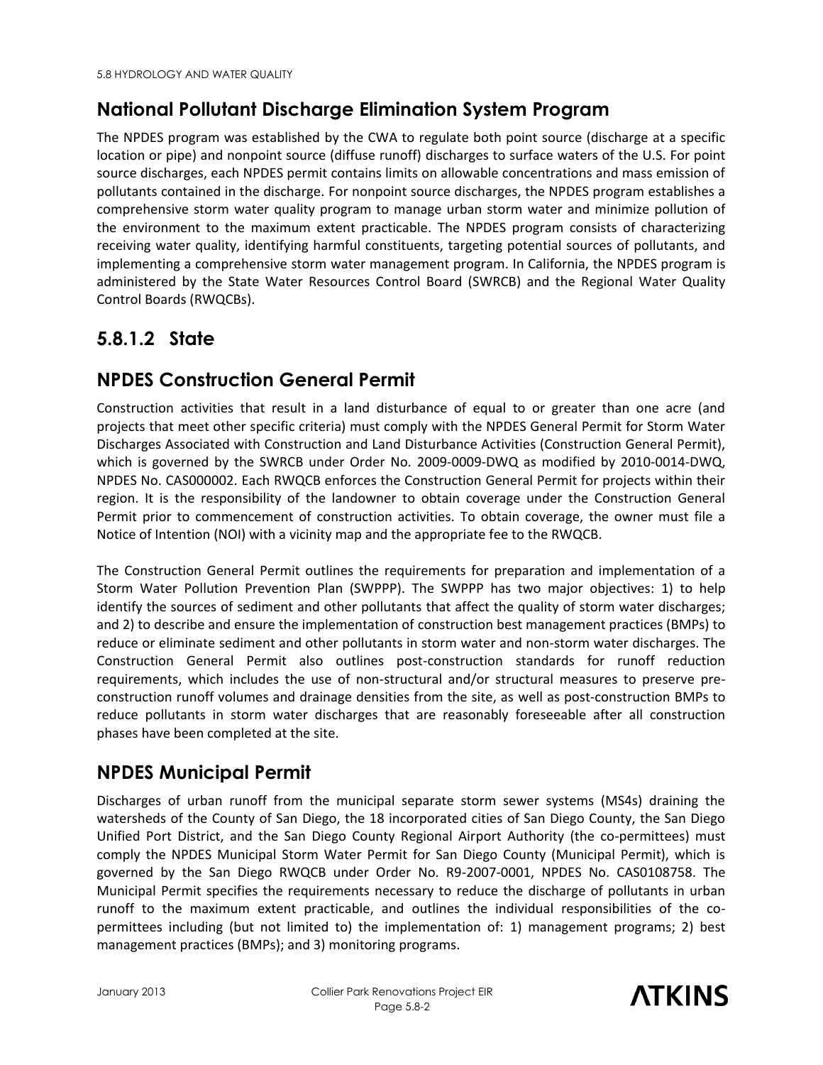## National Pollutant Discharge Elimination System Program

The NPDES program was established by the CWA to regulate both point source (discharge at a specific location or pipe) and nonpoint source (diffuse runoff) discharges to surface waters of the U.S. For point source discharges, each NPDES permit contains limits on allowable concentrations and mass emission of pollutants contained in the discharge. For nonpoint source discharges, the NPDES program establishes a comprehensive storm water quality program to manage urban storm water and minimize pollution of the environment to the maximum extent practicable. The NPDES program consists of characterizing receiving water quality, identifying harmful constituents, targeting potential sources of pollutants, and implementing a comprehensive storm water management program. In California, the NPDES program is administered by the State Water Resources Control Board (SWRCB) and the Regional Water Quality Control Boards (RWQCBs).

## 5.8.1.2 State

## NPDES Construction General Permit

Construction activities that result in a land disturbance of equal to or greater than one acre (and projects that meet other specific criteria) must comply with the NPDES General Permit for Storm Water Discharges Associated with Construction and Land Disturbance Activities (Construction General Permit), which is governed by the SWRCB under Order No. 2009-0009-DWQ as modified by 2010-0014-DWQ, NPDES No. CAS000002. Each RWQCB enforces the Construction General Permit for projects within their region. It is the responsibility of the landowner to obtain coverage under the Construction General Permit prior to commencement of construction activities. To obtain coverage, the owner must file a Notice of Intention (NOI) with a vicinity map and the appropriate fee to the RWQCB.

The Construction General Permit outlines the requirements for preparation and implementation of a Storm Water Pollution Prevention Plan (SWPPP). The SWPPP has two major objectives: 1) to help identify the sources of sediment and other pollutants that affect the quality of storm water discharges; and 2) to describe and ensure the implementation of construction best management practices (BMPs) to reduce or eliminate sediment and other pollutants in storm water and non-storm water discharges. The Construction General Permit also outlines post-construction standards for runoff reduction requirements, which includes the use of non-structural and/or structural measures to preserve pre-construction runoff volumes and drainage densities from the site, as well as post-construction BMPs to reduce pollutants in storm water discharges that are reasonably foreseeable after all construction phases have been completed at the site.

## NPDES Municipal Permit

Discharges of urban runoff from the municipal separate storm sewer systems (MS4s) draining the watersheds of the County of San Diego, the 18 incorporated cities of San Diego County, the San Diego Unified Port District, and the San Diego County Regional Airport Authority (the co-permittees) must comply the NPDES Municipal Storm Water Permit for San Diego County (Municipal Permit), which is governed by the San Diego RWQCB under Order No. R9-2007-0001, NPDES No. CAS0108758. The Municipal Permit specifies the requirements necessary to reduce the discharge of pollutants in urban runoff to the maximum extent practicable, and outlines the individual responsibilities of the co-permittees including (but not limited to) the implementation of: 1) management programs; 2) best management practices (BMPs); and 3) monitoring programs.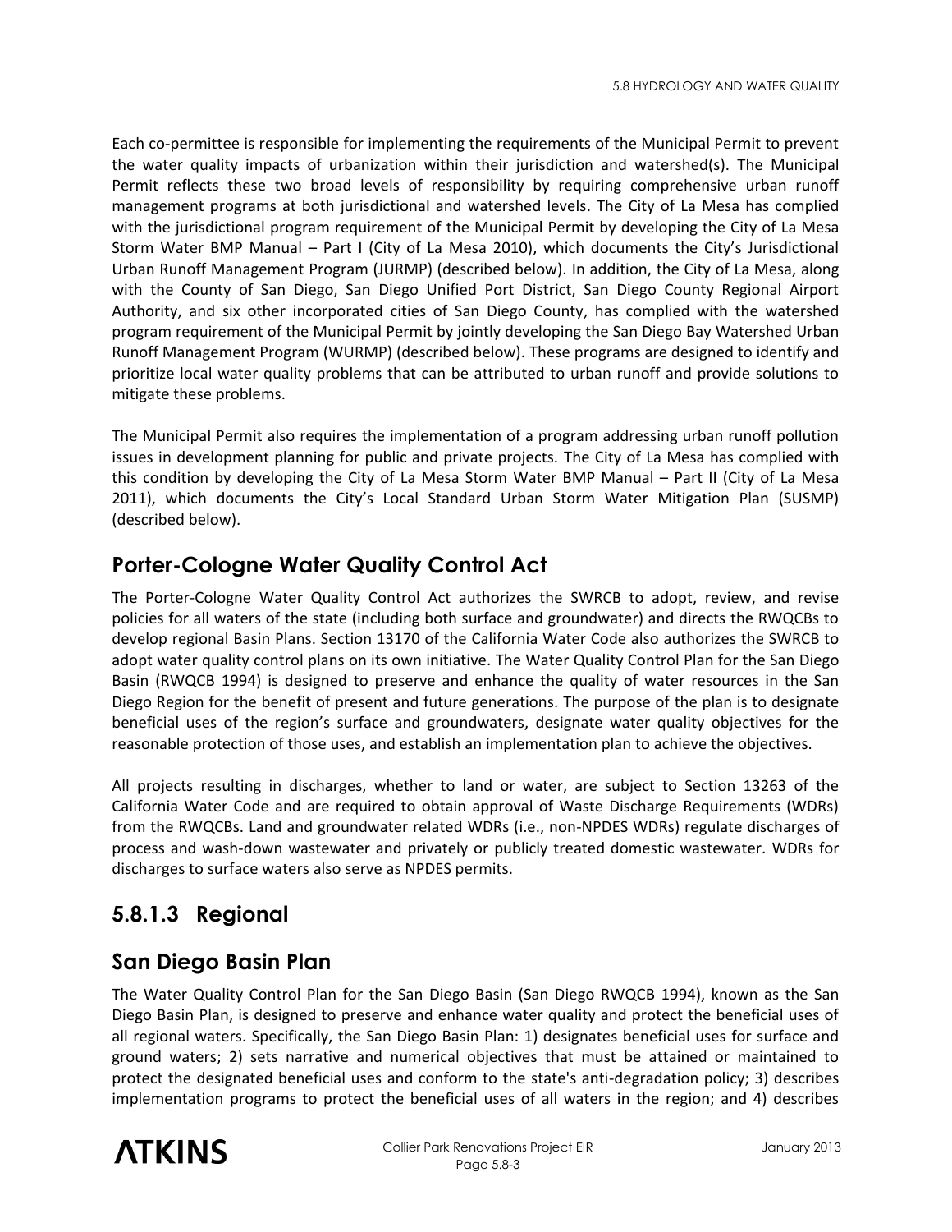Each co-permittee is responsible for implementing the requirements of the Municipal Permit to prevent the water quality impacts of urbanization within their jurisdiction and watershed(s). The Municipal Permit reflects these two broad levels of responsibility by requiring comprehensive urban runoff management programs at both jurisdictional and watershed levels. The City of La Mesa has complied with the jurisdictional program requirement of the Municipal Permit by developing the City of La Mesa Storm Water BMP Manual – Part I (City of La Mesa 2010), which documents the City's Jurisdictional Urban Runoff Management Program (JURMP) (described below). In addition, the City of La Mesa, along with the County of San Diego, San Diego Unified Port District, San Diego County Regional Airport Authority, and six other incorporated cities of San Diego County, has complied with the watershed program requirement of the Municipal Permit by jointly developing the San Diego Bay Watershed Urban Runoff Management Program (WURMP) (described below). These programs are designed to identify and prioritize local water quality problems that can be attributed to urban runoff and provide solutions to mitigate these problems.

The Municipal Permit also requires the implementation of a program addressing urban runoff pollution issues in development planning for public and private projects. The City of La Mesa has complied with this condition by developing the City of La Mesa Storm Water BMP Manual – Part II (City of La Mesa 2011), which documents the City's Local Standard Urban Storm Water Mitigation Plan (SUSMP) (described below).

## Porter-Cologne Water Quality Control Act

The Porter-Cologne Water Quality Control Act authorizes the SWRCB to adopt, review, and revise policies for all waters of the state (including both surface and groundwater) and directs the RWQCBs to develop regional Basin Plans. Section 13170 of the California Water Code also authorizes the SWRCB to adopt water quality control plans on its own initiative. The Water Quality Control Plan for the San Diego Basin (RWQCB 1994) is designed to preserve and enhance the quality of water resources in the San Diego Region for the benefit of present and future generations. The purpose of the plan is to designate beneficial uses of the region's surface and groundwaters, designate water quality objectives for the reasonable protection of those uses, and establish an implementation plan to achieve the objectives.

All projects resulting in discharges, whether to land or water, are subject to Section 13263 of the California Water Code and are required to obtain approval of Waste Discharge Requirements (WDRs) from the RWQCBs. Land and groundwater related WDRs (i.e., non-NPDES WDRs) regulate discharges of process and wash-down wastewater and privately or publicly treated domestic wastewater. WDRs for discharges to surface waters also serve as NPDES permits.

## 5.8.1.3 Regional

## San Diego Basin Plan

The Water Quality Control Plan for the San Diego Basin (San Diego RWQCB 1994), known as the San Diego Basin Plan, is designed to preserve and enhance water quality and protect the beneficial uses of all regional waters. Specifically, the San Diego Basin Plan: 1) designates beneficial uses for surface and ground waters; 2) sets narrative and numerical objectives that must be attained or maintained to protect the designated beneficial uses and conform to the state's anti-degradation policy; 3) describes implementation programs to protect the beneficial uses of all waters in the region; and 4) describes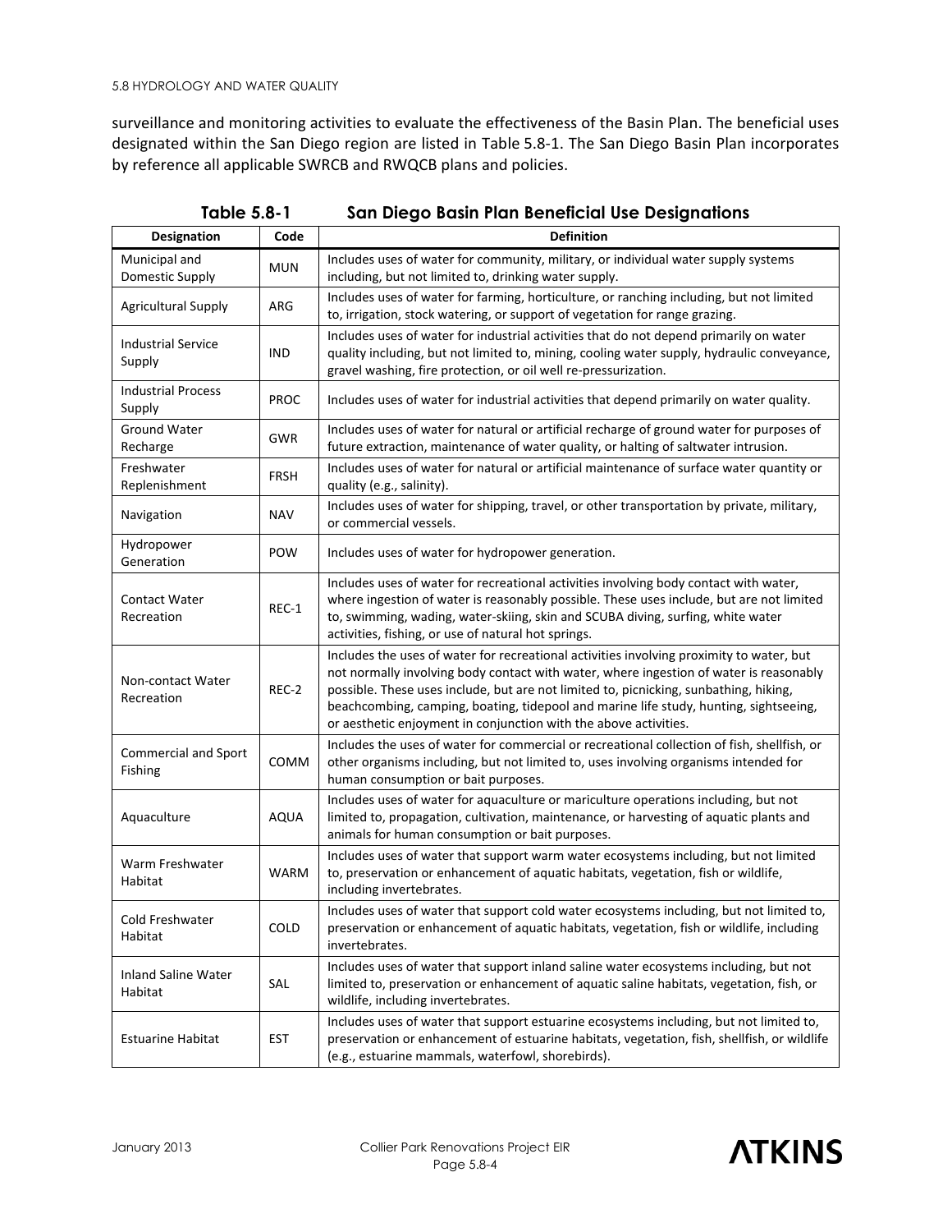surveillance and monitoring activities to evaluate the effectiveness of the Basin Plan. The beneficial uses designated within the San Diego region are listed in Table 5.8-1. The San Diego Basin Plan incorporates by reference all applicable SWRCB and RWQCB plans and policies.

**Table 5.8-1 San Diego Basin Plan Beneficial Use Designations**

| Designation | Code | Definition |
|---|---|---|
| Municipal and Domestic Supply | MUN | Includes uses of water for community, military, or individual water supply systems including, but not limited to, drinking water supply. |
| Agricultural Supply | ARG | Includes uses of water for farming, horticulture, or ranching including, but not limited to, irrigation, stock watering, or support of vegetation for range grazing. |
| Industrial Service Supply | IND | Includes uses of water for industrial activities that do not depend primarily on water quality including, but not limited to, mining, cooling water supply, hydraulic conveyance, gravel washing, fire protection, or oil well re-pressurization. |
| Industrial Process Supply | PROC | Includes uses of water for industrial activities that depend primarily on water quality. |
| Ground Water Recharge | GWR | Includes uses of water for natural or artificial recharge of ground water for purposes of future extraction, maintenance of water quality, or halting of saltwater intrusion. |
| Freshwater Replenishment | FRSH | Includes uses of water for natural or artificial maintenance of surface water quantity or quality (e.g., salinity). |
| Navigation | NAV | Includes uses of water for shipping, travel, or other transportation by private, military, or commercial vessels. |
| Hydropower Generation | POW | Includes uses of water for hydropower generation. |
| Contact Water Recreation | REC-1 | Includes uses of water for recreational activities involving body contact with water, where ingestion of water is reasonably possible. These uses include, but are not limited to, swimming, wading, water-skiing, skin and SCUBA diving, surfing, white water activities, fishing, or use of natural hot springs. |
| Non-contact Water Recreation | REC-2 | Includes the uses of water for recreational activities involving proximity to water, but not normally involving body contact with water, where ingestion of water is reasonably possible. These uses include, but are not limited to, picnicking, sunbathing, hiking, beachcombing, camping, boating, tidepool and marine life study, hunting, sightseeing, or aesthetic enjoyment in conjunction with the above activities. |
| Commercial and Sport Fishing | COMM | Includes the uses of water for commercial or recreational collection of fish, shellfish, or other organisms including, but not limited to, uses involving organisms intended for human consumption or bait purposes. |
| Aquaculture | AQUA | Includes uses of water for aquaculture or mariculture operations including, but not limited to, propagation, cultivation, maintenance, or harvesting of aquatic plants and animals for human consumption or bait purposes. |
| Warm Freshwater Habitat | WARM | Includes uses of water that support warm water ecosystems including, but not limited to, preservation or enhancement of aquatic habitats, vegetation, fish or wildlife, including invertebrates. |
| Cold Freshwater Habitat | COLD | Includes uses of water that support cold water ecosystems including, but not limited to, preservation or enhancement of aquatic habitats, vegetation, fish or wildlife, including invertebrates. |
| Inland Saline Water Habitat | SAL | Includes uses of water that support inland saline water ecosystems including, but not limited to, preservation or enhancement of aquatic saline habitats, vegetation, fish, or wildlife, including invertebrates. |
| Estuarine Habitat | EST | Includes uses of water that support estuarine ecosystems including, but not limited to, preservation or enhancement of estuarine habitats, vegetation, fish, shellfish, or wildlife (e.g., estuarine mammals, waterfowl, shorebirds). |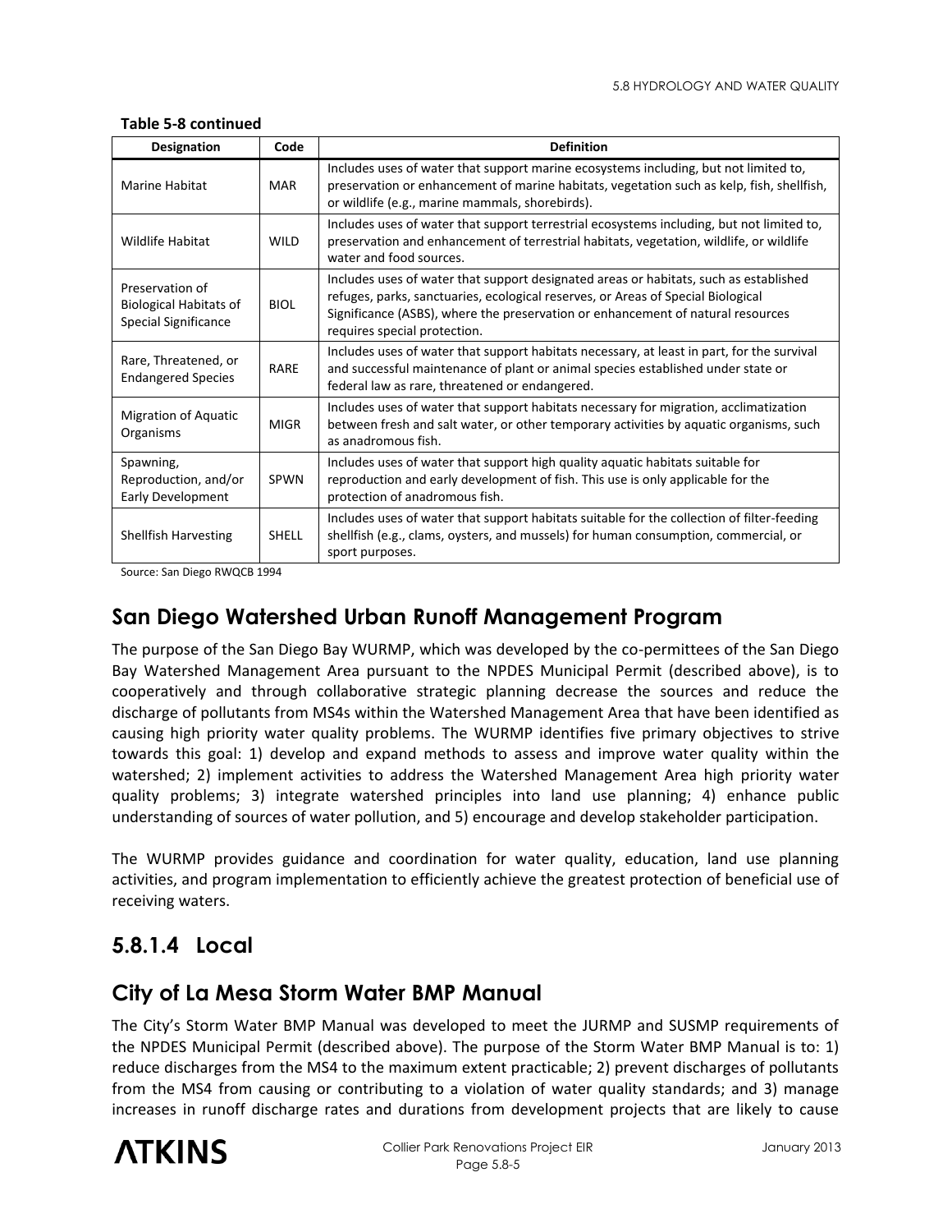**Table 5-8 continued**

| Designation | Code | Definition |
|---|---|---|
| Marine Habitat | MAR | Includes uses of water that support marine ecosystems including, but not limited to, preservation or enhancement of marine habitats, vegetation such as kelp, fish, shellfish, or wildlife (e.g., marine mammals, shorebirds). |
| Wildlife Habitat | WILD | Includes uses of water that support terrestrial ecosystems including, but not limited to, preservation and enhancement of terrestrial habitats, vegetation, wildlife, or wildlife water and food sources. |
| Preservation of Biological Habitats of Special Significance | BIOL | Includes uses of water that support designated areas or habitats, such as established refuges, parks, sanctuaries, ecological reserves, or Areas of Special Biological Significance (ASBS), where the preservation or enhancement of natural resources requires special protection. |
| Rare, Threatened, or Endangered Species | RARE | Includes uses of water that support habitats necessary, at least in part, for the survival and successful maintenance of plant or animal species established under state or federal law as rare, threatened or endangered. |
| Migration of Aquatic Organisms | MIGR | Includes uses of water that support habitats necessary for migration, acclimatization between fresh and salt water, or other temporary activities by aquatic organisms, such as anadromous fish. |
| Spawning, Reproduction, and/or Early Development | SPWN | Includes uses of water that support high quality aquatic habitats suitable for reproduction and early development of fish. This use is only applicable for the protection of anadromous fish. |
| Shellfish Harvesting | SHELL | Includes uses of water that support habitats suitable for the collection of filter-feeding shellfish (e.g., clams, oysters, and mussels) for human consumption, commercial, or sport purposes. |

Source: San Diego RWQCB 1994

## San Diego Watershed Urban Runoff Management Program

The purpose of the San Diego Bay WURMP, which was developed by the co-permittees of the San Diego Bay Watershed Management Area pursuant to the NPDES Municipal Permit (described above), is to cooperatively and through collaborative strategic planning decrease the sources and reduce the discharge of pollutants from MS4s within the Watershed Management Area that have been identified as causing high priority water quality problems. The WURMP identifies five primary objectives to strive towards this goal: 1) develop and expand methods to assess and improve water quality within the watershed; 2) implement activities to address the Watershed Management Area high priority water quality problems; 3) integrate watershed principles into land use planning; 4) enhance public understanding of sources of water pollution, and 5) encourage and develop stakeholder participation.

The WURMP provides guidance and coordination for water quality, education, land use planning activities, and program implementation to efficiently achieve the greatest protection of beneficial use of receiving waters.

## 5.8.1.4 Local

## City of La Mesa Storm Water BMP Manual

The City's Storm Water BMP Manual was developed to meet the JURMP and SUSMP requirements of the NPDES Municipal Permit (described above). The purpose of the Storm Water BMP Manual is to: 1) reduce discharges from the MS4 to the maximum extent practicable; 2) prevent discharges of pollutants from the MS4 from causing or contributing to a violation of water quality standards; and 3) manage increases in runoff discharge rates and durations from development projects that are likely to cause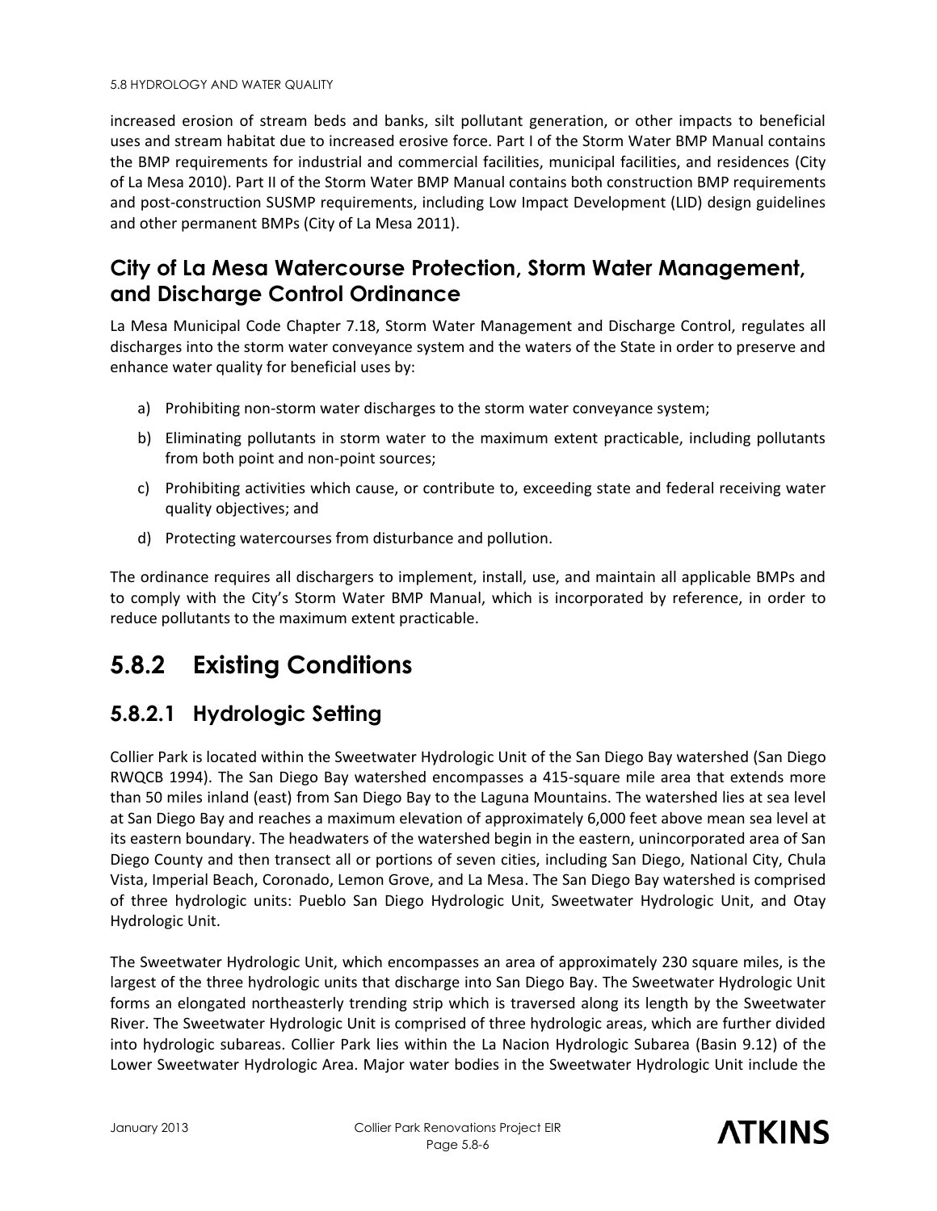increased erosion of stream beds and banks, silt pollutant generation, or other impacts to beneficial uses and stream habitat due to increased erosive force. Part I of the Storm Water BMP Manual contains the BMP requirements for industrial and commercial facilities, municipal facilities, and residences (City of La Mesa 2010). Part II of the Storm Water BMP Manual contains both construction BMP requirements and post-construction SUSMP requirements, including Low Impact Development (LID) design guidelines and other permanent BMPs (City of La Mesa 2011).

### City of La Mesa Watercourse Protection, Storm Water Management, and Discharge Control Ordinance

La Mesa Municipal Code Chapter 7.18, Storm Water Management and Discharge Control, regulates all discharges into the storm water conveyance system and the waters of the State in order to preserve and enhance water quality for beneficial uses by:

a) Prohibiting non-storm water discharges to the storm water conveyance system;

b) Eliminating pollutants in storm water to the maximum extent practicable, including pollutants from both point and non-point sources;

c) Prohibiting activities which cause, or contribute to, exceeding state and federal receiving water quality objectives; and

d) Protecting watercourses from disturbance and pollution.

The ordinance requires all dischargers to implement, install, use, and maintain all applicable BMPs and to comply with the City's Storm Water BMP Manual, which is incorporated by reference, in order to reduce pollutants to the maximum extent practicable.

# 5.8.2 Existing Conditions

## 5.8.2.1 Hydrologic Setting

Collier Park is located within the Sweetwater Hydrologic Unit of the San Diego Bay watershed (San Diego RWQCB 1994). The San Diego Bay watershed encompasses a 415-square mile area that extends more than 50 miles inland (east) from San Diego Bay to the Laguna Mountains. The watershed lies at sea level at San Diego Bay and reaches a maximum elevation of approximately 6,000 feet above mean sea level at its eastern boundary. The headwaters of the watershed begin in the eastern, unincorporated area of San Diego County and then transect all or portions of seven cities, including San Diego, National City, Chula Vista, Imperial Beach, Coronado, Lemon Grove, and La Mesa. The San Diego Bay watershed is comprised of three hydrologic units: Pueblo San Diego Hydrologic Unit, Sweetwater Hydrologic Unit, and Otay Hydrologic Unit.

The Sweetwater Hydrologic Unit, which encompasses an area of approximately 230 square miles, is the largest of the three hydrologic units that discharge into San Diego Bay. The Sweetwater Hydrologic Unit forms an elongated northeasterly trending strip which is traversed along its length by the Sweetwater River. The Sweetwater Hydrologic Unit is comprised of three hydrologic areas, which are further divided into hydrologic subareas. Collier Park lies within the La Nacion Hydrologic Subarea (Basin 9.12) of the Lower Sweetwater Hydrologic Area. Major water bodies in the Sweetwater Hydrologic Unit include the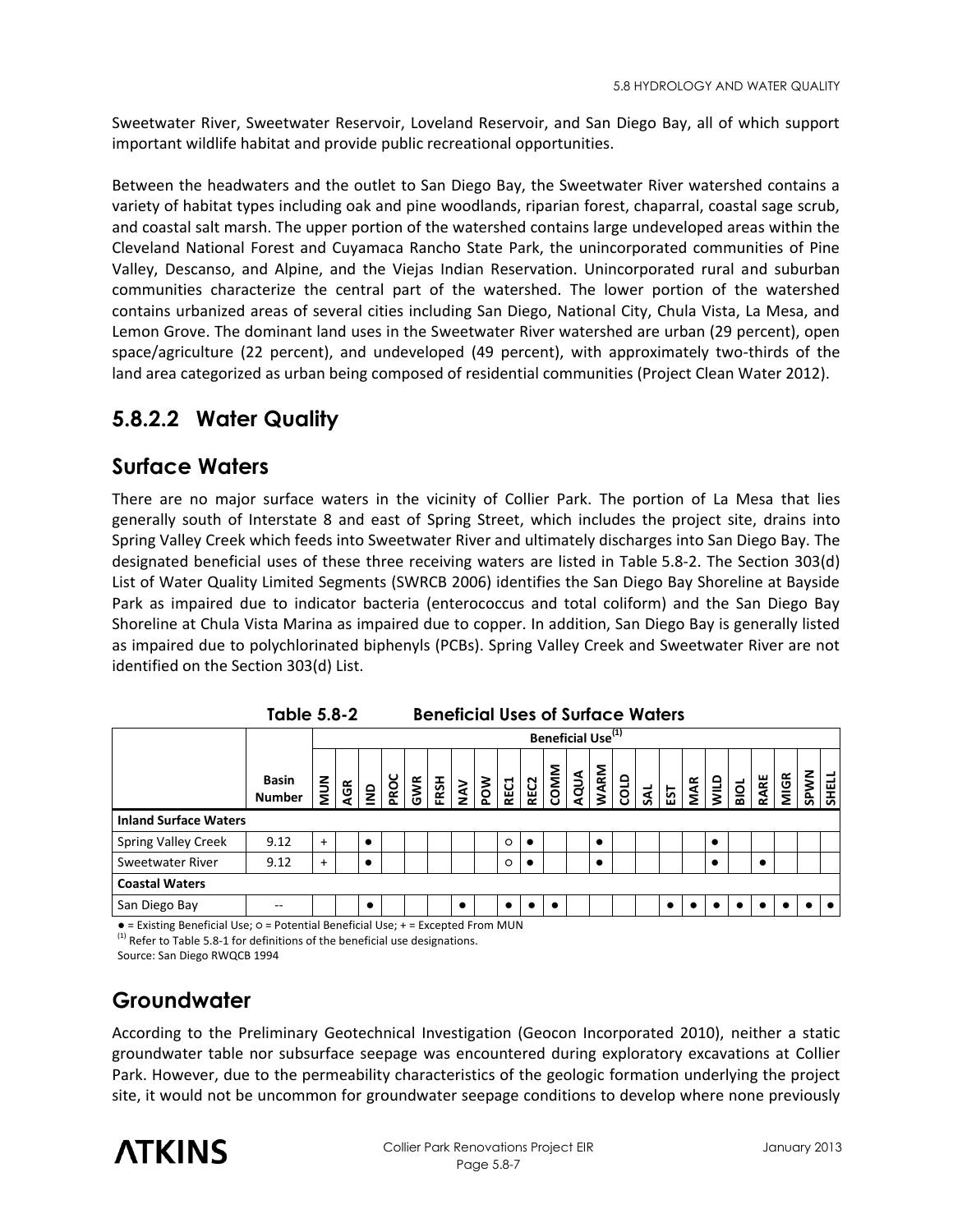Sweetwater River, Sweetwater Reservoir, Loveland Reservoir, and San Diego Bay, all of which support important wildlife habitat and provide public recreational opportunities.

Between the headwaters and the outlet to San Diego Bay, the Sweetwater River watershed contains a variety of habitat types including oak and pine woodlands, riparian forest, chaparral, coastal sage scrub, and coastal salt marsh. The upper portion of the watershed contains large undeveloped areas within the Cleveland National Forest and Cuyamaca Rancho State Park, the unincorporated communities of Pine Valley, Descanso, and Alpine, and the Viejas Indian Reservation. Unincorporated rural and suburban communities characterize the central part of the watershed. The lower portion of the watershed contains urbanized areas of several cities including San Diego, National City, Chula Vista, La Mesa, and Lemon Grove. The dominant land uses in the Sweetwater River watershed are urban (29 percent), open space/agriculture (22 percent), and undeveloped (49 percent), with approximately two-thirds of the land area categorized as urban being composed of residential communities (Project Clean Water 2012).

## 5.8.2.2 Water Quality

### Surface Waters

There are no major surface waters in the vicinity of Collier Park. The portion of La Mesa that lies generally south of Interstate 8 and east of Spring Street, which includes the project site, drains into Spring Valley Creek which feeds into Sweetwater River and ultimately discharges into San Diego Bay. The designated beneficial uses of these three receiving waters are listed in Table 5.8-2. The Section 303(d) List of Water Quality Limited Segments (SWRCB 2006) identifies the San Diego Bay Shoreline at Bayside Park as impaired due to indicator bacteria (enterococcus and total coliform) and the San Diego Bay Shoreline at Chula Vista Marina as impaired due to copper. In addition, San Diego Bay is generally listed as impaired due to polychlorinated biphenyls (PCBs). Spring Valley Creek and Sweetwater River are not identified on the Section 303(d) List.

**Table 5.8-2 Beneficial Uses of Surface Waters**

| | | Beneficial Use[1] | | | | | | | | | | | | | | | | | | | | | | |
|---|---|---|---|---|---|---|---|---|---|---|---|---|---|---|---|---|---|---|---|---|---|---|---|---|
| | Basin Number | MUN | AGR | IND | PROC | GWR | FRSH | NAV | POW | REC1 | REC2 | COMM | AQUA | WARM | COLD | SAL | EST | MAR | WILD | BIOL | RARE | MIGR | SPWN | SHELL |
| **Inland Surface Waters** | | | | | | | | | | | | | | | | | | | | | | | | |
| Spring Valley Creek | 9.12 | + | | ● | | | | | | ○ | ● | | | ● | | | | | ● | | | | | |
| Sweetwater River | 9.12 | + | | ● | | | | | | ○ | ● | | | ● | | | | | ● | | ● | | | |
| **Coastal Waters** | | | | | | | | | | | | | | | | | | | | | | | | |
| San Diego Bay | -- | | | ● | | | | ● | | ● | ● | ● | | | | | ● | ● | ● | ● | ● | ● | ● | ● |

● = Existing Beneficial Use; ○ = Potential Beneficial Use; + = Excepted From MUN

[1] Refer to Table 5.8-1 for definitions of the beneficial use designations.

Source: San Diego RWQCB 1994

### Groundwater

According to the Preliminary Geotechnical Investigation (Geocon Incorporated 2010), neither a static groundwater table nor subsurface seepage was encountered during exploratory excavations at Collier Park. However, due to the permeability characteristics of the geologic formation underlying the project site, it would not be uncommon for groundwater seepage conditions to develop where none previously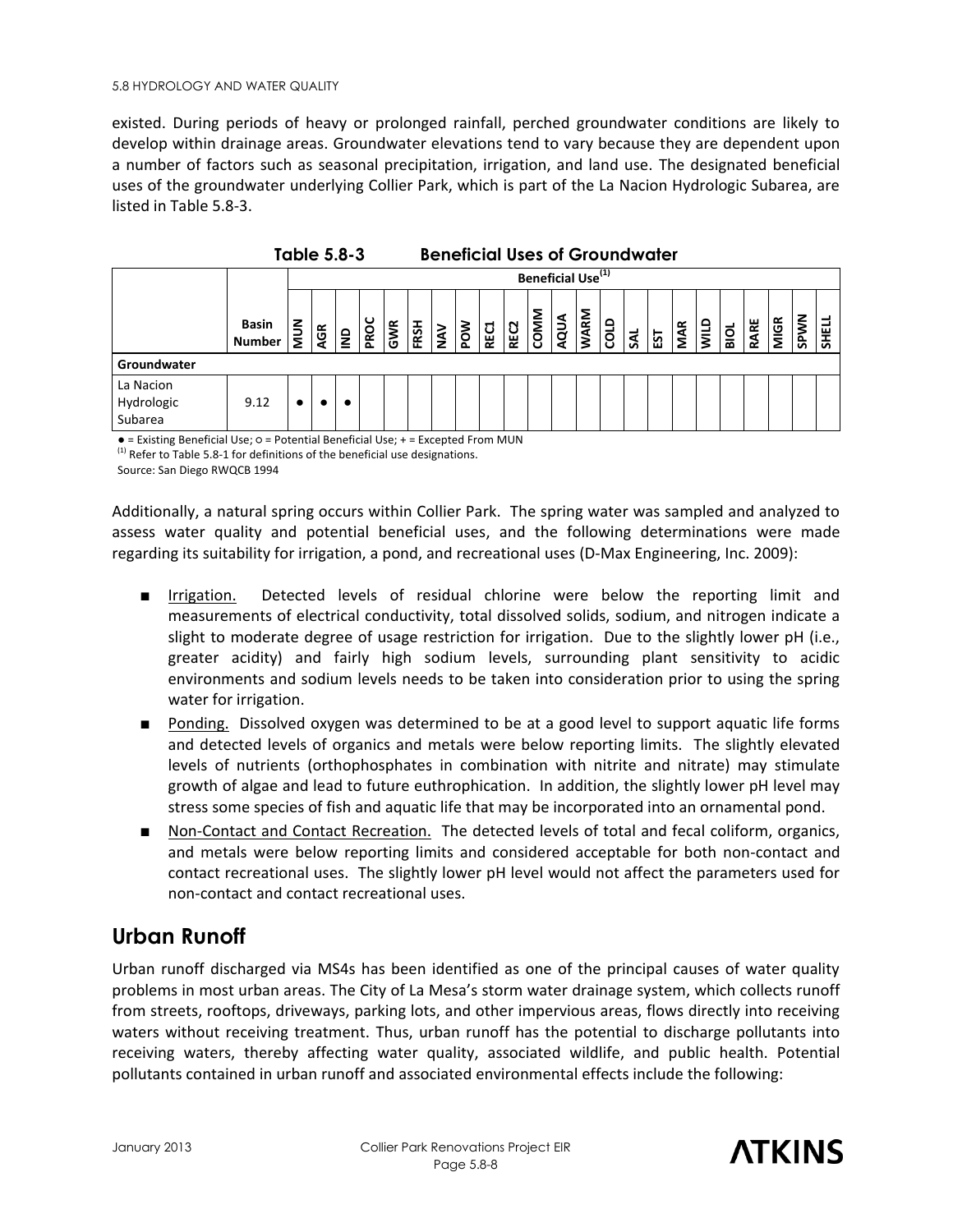existed. During periods of heavy or prolonged rainfall, perched groundwater conditions are likely to develop within drainage areas. Groundwater elevations tend to vary because they are dependent upon a number of factors such as seasonal precipitation, irrigation, and land use. The designated beneficial uses of the groundwater underlying Collier Park, which is part of the La Nacion Hydrologic Subarea, are listed in Table 5.8-3.

**Table 5.8-3 Beneficial Uses of Groundwater**

| | Basin Number | Beneficial Use[1] | | | | | | | | | | | | | | | | | | | | | | | |
|---|---|---|---|---|---|---|---|---|---|---|---|---|---|---|---|---|---|---|---|---|---|---|---|---|---|
| | | MUN | AGR | IND | PROC | GWR | FRSH | NAV | POW | REC1 | REC2 | COMM | AQUA | WARM | COLD | SAL | EST | MAR | WILD | BIOL | RARE | MIGR | SPWN | SHELL |
| **Groundwater** | | | | | | | | | | | | | | | | | | | | | | | | |
| La Nacion Hydrologic Subarea | 9.12 | ● | ● | ● | | | | | | | | | | | | | | | | | | | | |

● = Existing Beneficial Use; ○ = Potential Beneficial Use; + = Excepted From MUN

[1] Refer to Table 5.8-1 for definitions of the beneficial use designations.

Source: San Diego RWQCB 1994

Additionally, a natural spring occurs within Collier Park. The spring water was sampled and analyzed to assess water quality and potential beneficial uses, and the following determinations were made regarding its suitability for irrigation, a pond, and recreational uses (D-Max Engineering, Inc. 2009):

- Irrigation. Detected levels of residual chlorine were below the reporting limit and measurements of electrical conductivity, total dissolved solids, sodium, and nitrogen indicate a slight to moderate degree of usage restriction for irrigation. Due to the slightly lower pH (i.e., greater acidity) and fairly high sodium levels, surrounding plant sensitivity to acidic environments and sodium levels needs to be taken into consideration prior to using the spring water for irrigation.
- Ponding. Dissolved oxygen was determined to be at a good level to support aquatic life forms and detected levels of organics and metals were below reporting limits. The slightly elevated levels of nutrients (orthophosphates in combination with nitrite and nitrate) may stimulate growth of algae and lead to future euthrophication. In addition, the slightly lower pH level may stress some species of fish and aquatic life that may be incorporated into an ornamental pond.
- Non-Contact and Contact Recreation. The detected levels of total and fecal coliform, organics, and metals were below reporting limits and considered acceptable for both non-contact and contact recreational uses. The slightly lower pH level would not affect the parameters used for non-contact and contact recreational uses.

## Urban Runoff

Urban runoff discharged via MS4s has been identified as one of the principal causes of water quality problems in most urban areas. The City of La Mesa's storm water drainage system, which collects runoff from streets, rooftops, driveways, parking lots, and other impervious areas, flows directly into receiving waters without receiving treatment. Thus, urban runoff has the potential to discharge pollutants into receiving waters, thereby affecting water quality, associated wildlife, and public health. Potential pollutants contained in urban runoff and associated environmental effects include the following: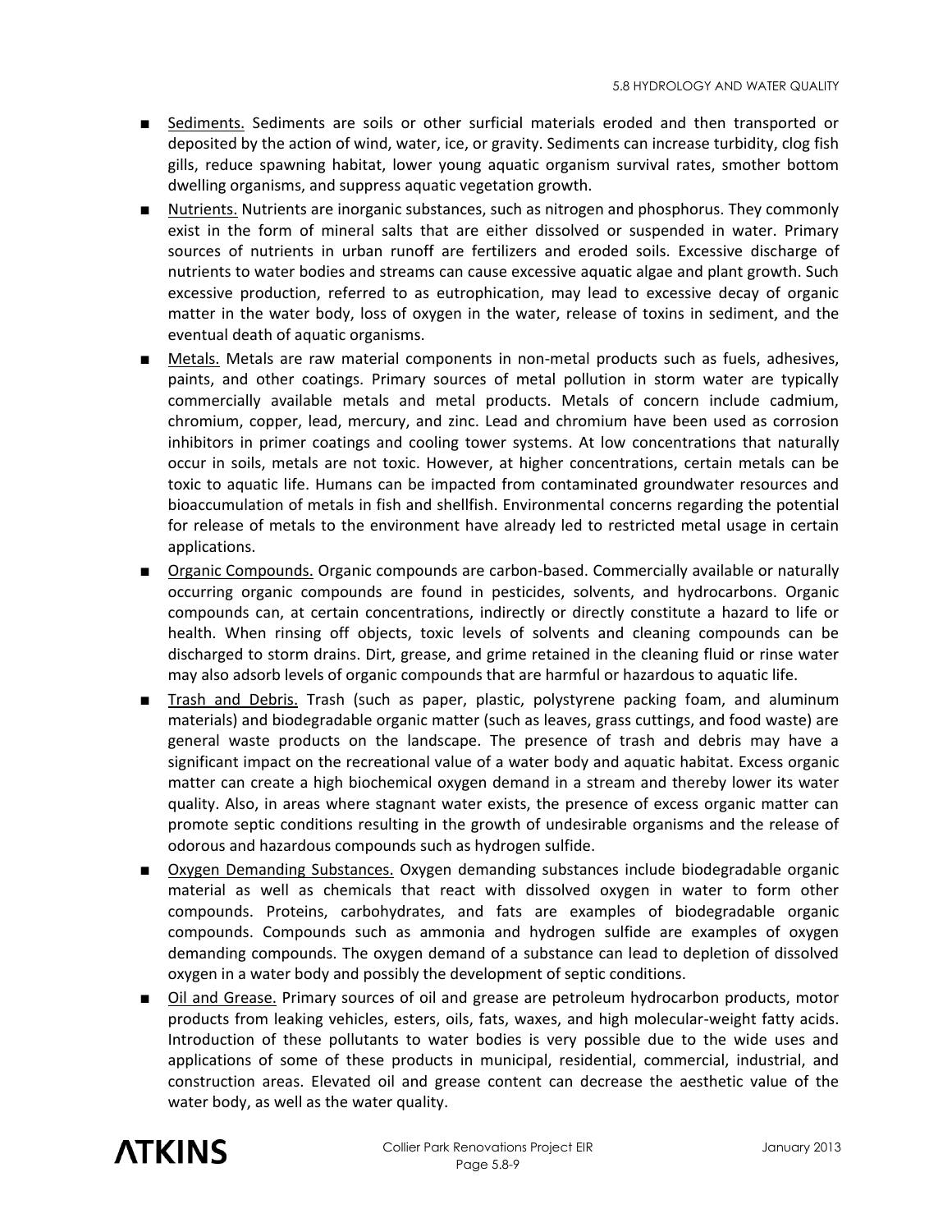- Sediments. Sediments are soils or other surficial materials eroded and then transported or deposited by the action of wind, water, ice, or gravity. Sediments can increase turbidity, clog fish gills, reduce spawning habitat, lower young aquatic organism survival rates, smother bottom dwelling organisms, and suppress aquatic vegetation growth.
- Nutrients. Nutrients are inorganic substances, such as nitrogen and phosphorus. They commonly exist in the form of mineral salts that are either dissolved or suspended in water. Primary sources of nutrients in urban runoff are fertilizers and eroded soils. Excessive discharge of nutrients to water bodies and streams can cause excessive aquatic algae and plant growth. Such excessive production, referred to as eutrophication, may lead to excessive decay of organic matter in the water body, loss of oxygen in the water, release of toxins in sediment, and the eventual death of aquatic organisms.
- Metals. Metals are raw material components in non-metal products such as fuels, adhesives, paints, and other coatings. Primary sources of metal pollution in storm water are typically commercially available metals and metal products. Metals of concern include cadmium, chromium, copper, lead, mercury, and zinc. Lead and chromium have been used as corrosion inhibitors in primer coatings and cooling tower systems. At low concentrations that naturally occur in soils, metals are not toxic. However, at higher concentrations, certain metals can be toxic to aquatic life. Humans can be impacted from contaminated groundwater resources and bioaccumulation of metals in fish and shellfish. Environmental concerns regarding the potential for release of metals to the environment have already led to restricted metal usage in certain applications.
- Organic Compounds. Organic compounds are carbon-based. Commercially available or naturally occurring organic compounds are found in pesticides, solvents, and hydrocarbons. Organic compounds can, at certain concentrations, indirectly or directly constitute a hazard to life or health. When rinsing off objects, toxic levels of solvents and cleaning compounds can be discharged to storm drains. Dirt, grease, and grime retained in the cleaning fluid or rinse water may also adsorb levels of organic compounds that are harmful or hazardous to aquatic life.
- Trash and Debris. Trash (such as paper, plastic, polystyrene packing foam, and aluminum materials) and biodegradable organic matter (such as leaves, grass cuttings, and food waste) are general waste products on the landscape. The presence of trash and debris may have a significant impact on the recreational value of a water body and aquatic habitat. Excess organic matter can create a high biochemical oxygen demand in a stream and thereby lower its water quality. Also, in areas where stagnant water exists, the presence of excess organic matter can promote septic conditions resulting in the growth of undesirable organisms and the release of odorous and hazardous compounds such as hydrogen sulfide.
- Oxygen Demanding Substances. Oxygen demanding substances include biodegradable organic material as well as chemicals that react with dissolved oxygen in water to form other compounds. Proteins, carbohydrates, and fats are examples of biodegradable organic compounds. Compounds such as ammonia and hydrogen sulfide are examples of oxygen demanding compounds. The oxygen demand of a substance can lead to depletion of dissolved oxygen in a water body and possibly the development of septic conditions.
- Oil and Grease. Primary sources of oil and grease are petroleum hydrocarbon products, motor products from leaking vehicles, esters, oils, fats, waxes, and high molecular-weight fatty acids. Introduction of these pollutants to water bodies is very possible due to the wide uses and applications of some of these products in municipal, residential, commercial, industrial, and construction areas. Elevated oil and grease content can decrease the aesthetic value of the water body, as well as the water quality.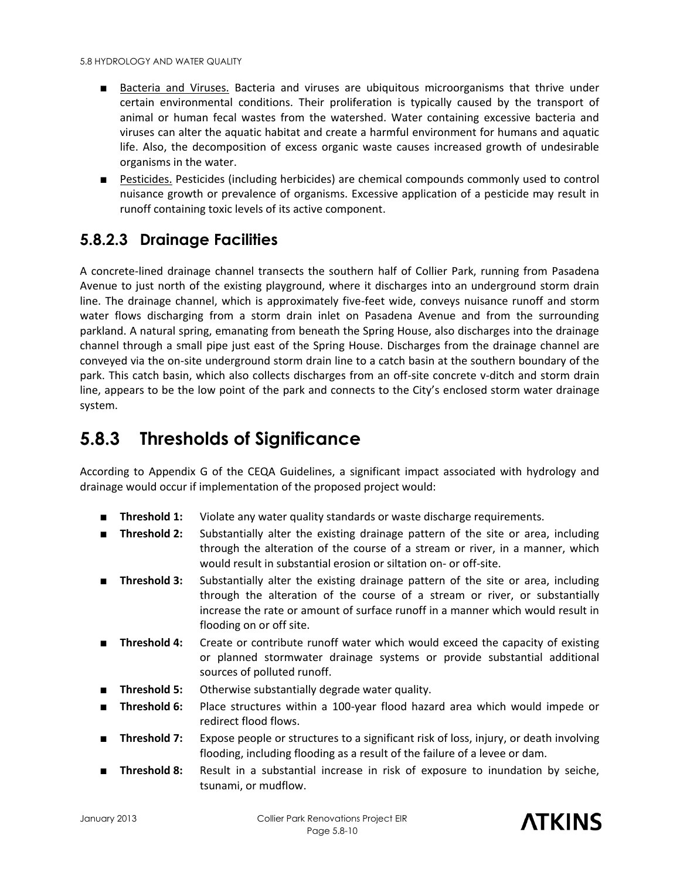- Bacteria and Viruses. Bacteria and viruses are ubiquitous microorganisms that thrive under certain environmental conditions. Their proliferation is typically caused by the transport of animal or human fecal wastes from the watershed. Water containing excessive bacteria and viruses can alter the aquatic habitat and create a harmful environment for humans and aquatic life. Also, the decomposition of excess organic waste causes increased growth of undesirable organisms in the water.
- Pesticides. Pesticides (including herbicides) are chemical compounds commonly used to control nuisance growth or prevalence of organisms. Excessive application of a pesticide may result in runoff containing toxic levels of its active component.

### 5.8.2.3 Drainage Facilities

A concrete-lined drainage channel transects the southern half of Collier Park, running from Pasadena Avenue to just north of the existing playground, where it discharges into an underground storm drain line. The drainage channel, which is approximately five-feet wide, conveys nuisance runoff and storm water flows discharging from a storm drain inlet on Pasadena Avenue and from the surrounding parkland. A natural spring, emanating from beneath the Spring House, also discharges into the drainage channel through a small pipe just east of the Spring House. Discharges from the drainage channel are conveyed via the on-site underground storm drain line to a catch basin at the southern boundary of the park. This catch basin, which also collects discharges from an off-site concrete v-ditch and storm drain line, appears to be the low point of the park and connects to the City's enclosed storm water drainage system.

## 5.8.3 Thresholds of Significance

According to Appendix G of the CEQA Guidelines, a significant impact associated with hydrology and drainage would occur if implementation of the proposed project would:

- **Threshold 1:** Violate any water quality standards or waste discharge requirements.
- **Threshold 2:** Substantially alter the existing drainage pattern of the site or area, including through the alteration of the course of a stream or river, in a manner, which would result in substantial erosion or siltation on- or off-site.
- **Threshold 3:** Substantially alter the existing drainage pattern of the site or area, including through the alteration of the course of a stream or river, or substantially increase the rate or amount of surface runoff in a manner which would result in flooding on or off site.
- **Threshold 4:** Create or contribute runoff water which would exceed the capacity of existing or planned stormwater drainage systems or provide substantial additional sources of polluted runoff.
- **Threshold 5:** Otherwise substantially degrade water quality.
- **Threshold 6:** Place structures within a 100-year flood hazard area which would impede or redirect flood flows.
- **Threshold 7:** Expose people or structures to a significant risk of loss, injury, or death involving flooding, including flooding as a result of the failure of a levee or dam.
- **Threshold 8:** Result in a substantial increase in risk of exposure to inundation by seiche, tsunami, or mudflow.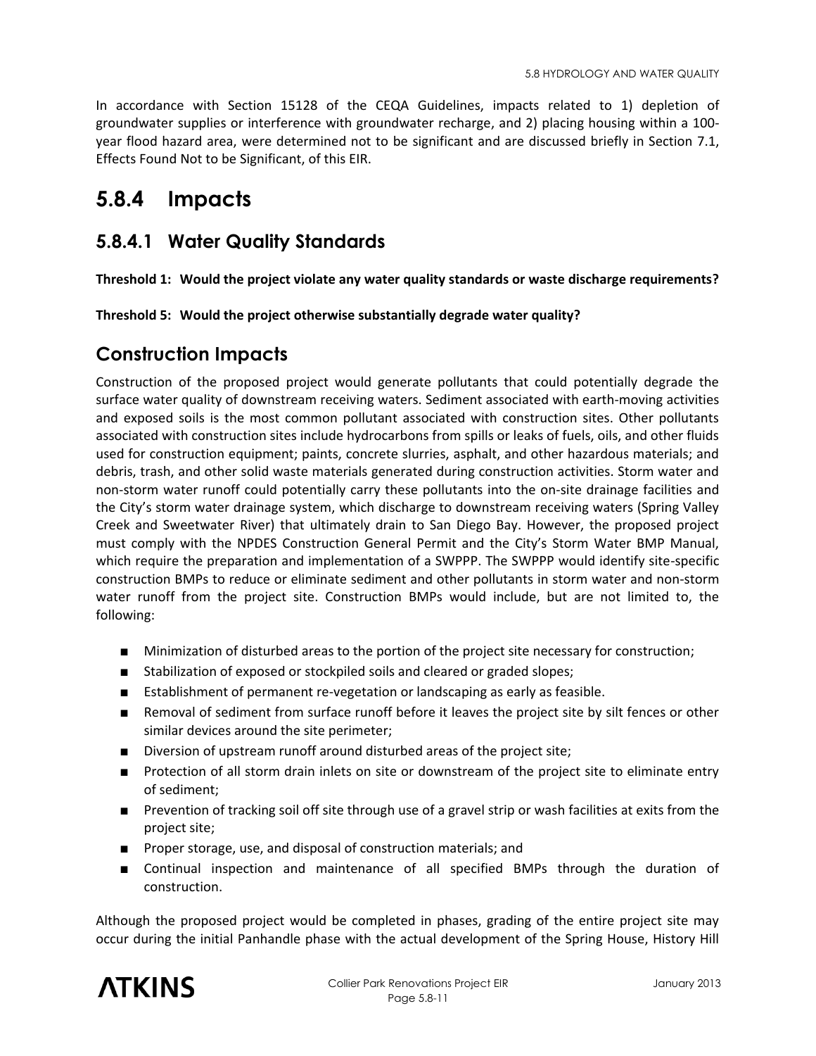In accordance with Section 15128 of the CEQA Guidelines, impacts related to 1) depletion of groundwater supplies or interference with groundwater recharge, and 2) placing housing within a 100-year flood hazard area, were determined not to be significant and are discussed briefly in Section 7.1, Effects Found Not to be Significant, of this EIR.

## 5.8.4 Impacts

### 5.8.4.1 Water Quality Standards

**Threshold 1: Would the project violate any water quality standards or waste discharge requirements?**

**Threshold 5: Would the project otherwise substantially degrade water quality?**

### Construction Impacts

Construction of the proposed project would generate pollutants that could potentially degrade the surface water quality of downstream receiving waters. Sediment associated with earth-moving activities and exposed soils is the most common pollutant associated with construction sites. Other pollutants associated with construction sites include hydrocarbons from spills or leaks of fuels, oils, and other fluids used for construction equipment; paints, concrete slurries, asphalt, and other hazardous materials; and debris, trash, and other solid waste materials generated during construction activities. Storm water and non-storm water runoff could potentially carry these pollutants into the on-site drainage facilities and the City's storm water drainage system, which discharge to downstream receiving waters (Spring Valley Creek and Sweetwater River) that ultimately drain to San Diego Bay. However, the proposed project must comply with the NPDES Construction General Permit and the City's Storm Water BMP Manual, which require the preparation and implementation of a SWPPP. The SWPPP would identify site-specific construction BMPs to reduce or eliminate sediment and other pollutants in storm water and non-storm water runoff from the project site. Construction BMPs would include, but are not limited to, the following:

- Minimization of disturbed areas to the portion of the project site necessary for construction;
- Stabilization of exposed or stockpiled soils and cleared or graded slopes;
- Establishment of permanent re-vegetation or landscaping as early as feasible.
- Removal of sediment from surface runoff before it leaves the project site by silt fences or other similar devices around the site perimeter;
- Diversion of upstream runoff around disturbed areas of the project site;
- Protection of all storm drain inlets on site or downstream of the project site to eliminate entry of sediment;
- Prevention of tracking soil off site through use of a gravel strip or wash facilities at exits from the project site;
- Proper storage, use, and disposal of construction materials; and
- Continual inspection and maintenance of all specified BMPs through the duration of construction.

Although the proposed project would be completed in phases, grading of the entire project site may occur during the initial Panhandle phase with the actual development of the Spring House, History Hill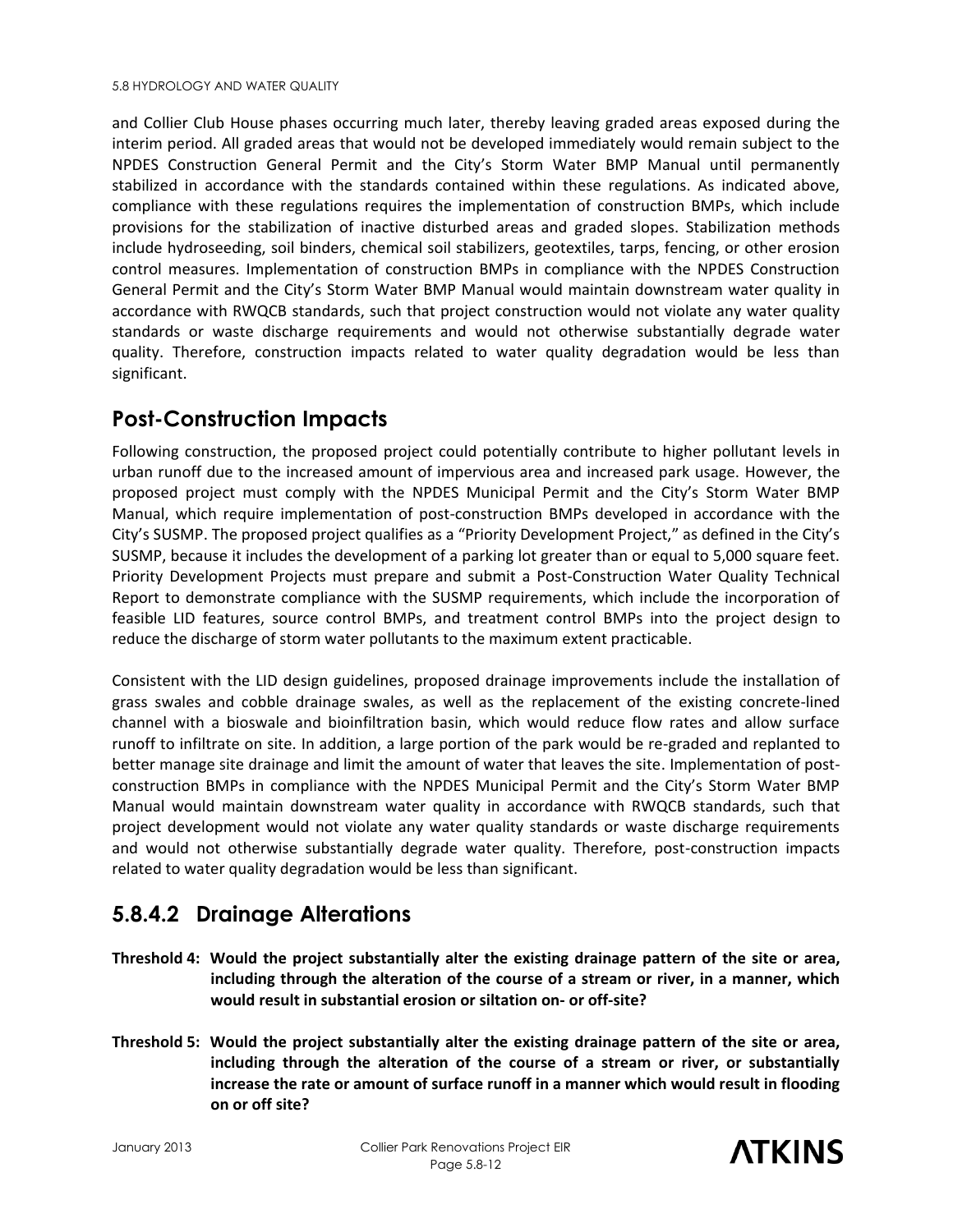and Collier Club House phases occurring much later, thereby leaving graded areas exposed during the interim period. All graded areas that would not be developed immediately would remain subject to the NPDES Construction General Permit and the City's Storm Water BMP Manual until permanently stabilized in accordance with the standards contained within these regulations. As indicated above, compliance with these regulations requires the implementation of construction BMPs, which include provisions for the stabilization of inactive disturbed areas and graded slopes. Stabilization methods include hydroseeding, soil binders, chemical soil stabilizers, geotextiles, tarps, fencing, or other erosion control measures. Implementation of construction BMPs in compliance with the NPDES Construction General Permit and the City's Storm Water BMP Manual would maintain downstream water quality in accordance with RWQCB standards, such that project construction would not violate any water quality standards or waste discharge requirements and would not otherwise substantially degrade water quality. Therefore, construction impacts related to water quality degradation would be less than significant.

## Post-Construction Impacts

Following construction, the proposed project could potentially contribute to higher pollutant levels in urban runoff due to the increased amount of impervious area and increased park usage. However, the proposed project must comply with the NPDES Municipal Permit and the City's Storm Water BMP Manual, which require implementation of post-construction BMPs developed in accordance with the City's SUSMP. The proposed project qualifies as a "Priority Development Project," as defined in the City's SUSMP, because it includes the development of a parking lot greater than or equal to 5,000 square feet. Priority Development Projects must prepare and submit a Post-Construction Water Quality Technical Report to demonstrate compliance with the SUSMP requirements, which include the incorporation of feasible LID features, source control BMPs, and treatment control BMPs into the project design to reduce the discharge of storm water pollutants to the maximum extent practicable.

Consistent with the LID design guidelines, proposed drainage improvements include the installation of grass swales and cobble drainage swales, as well as the replacement of the existing concrete-lined channel with a bioswale and bioinfiltration basin, which would reduce flow rates and allow surface runoff to infiltrate on site. In addition, a large portion of the park would be re-graded and replanted to better manage site drainage and limit the amount of water that leaves the site. Implementation of post-construction BMPs in compliance with the NPDES Municipal Permit and the City's Storm Water BMP Manual would maintain downstream water quality in accordance with RWQCB standards, such that project development would not violate any water quality standards or waste discharge requirements and would not otherwise substantially degrade water quality. Therefore, post-construction impacts related to water quality degradation would be less than significant.

## 5.8.4.2 Drainage Alterations

**Threshold 4: Would the project substantially alter the existing drainage pattern of the site or area, including through the alteration of the course of a stream or river, in a manner, which would result in substantial erosion or siltation on- or off-site?**

**Threshold 5: Would the project substantially alter the existing drainage pattern of the site or area, including through the alteration of the course of a stream or river, or substantially increase the rate or amount of surface runoff in a manner which would result in flooding on or off site?**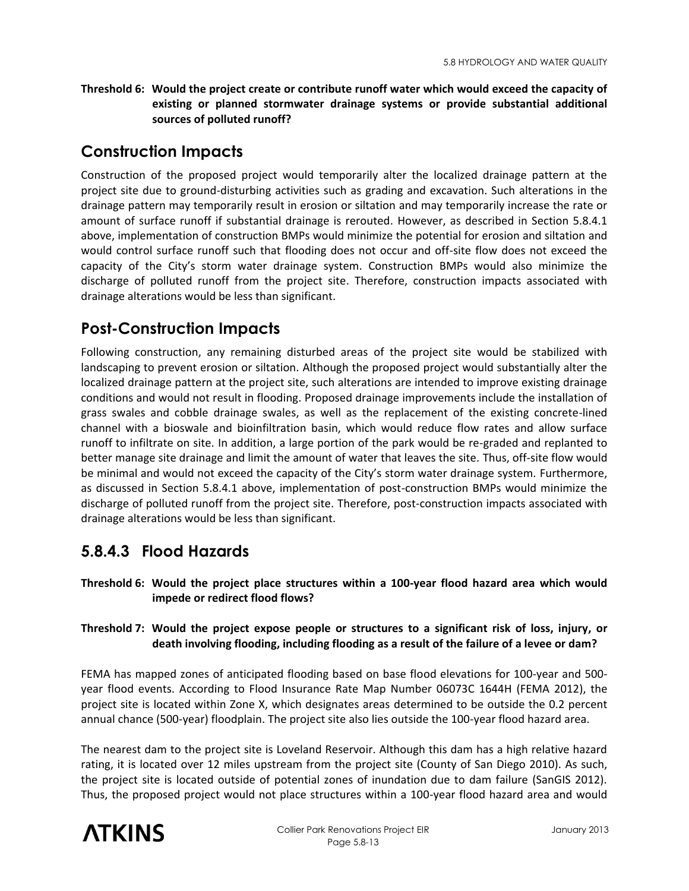**Threshold 6: Would the project create or contribute runoff water which would exceed the capacity of existing or planned stormwater drainage systems or provide substantial additional sources of polluted runoff?**

## Construction Impacts

Construction of the proposed project would temporarily alter the localized drainage pattern at the project site due to ground-disturbing activities such as grading and excavation. Such alterations in the drainage pattern may temporarily result in erosion or siltation and may temporarily increase the rate or amount of surface runoff if substantial drainage is rerouted. However, as described in Section 5.8.4.1 above, implementation of construction BMPs would minimize the potential for erosion and siltation and would control surface runoff such that flooding does not occur and off-site flow does not exceed the capacity of the City's storm water drainage system. Construction BMPs would also minimize the discharge of polluted runoff from the project site. Therefore, construction impacts associated with drainage alterations would be less than significant.

## Post-Construction Impacts

Following construction, any remaining disturbed areas of the project site would be stabilized with landscaping to prevent erosion or siltation. Although the proposed project would substantially alter the localized drainage pattern at the project site, such alterations are intended to improve existing drainage conditions and would not result in flooding. Proposed drainage improvements include the installation of grass swales and cobble drainage swales, as well as the replacement of the existing concrete-lined channel with a bioswale and bioinfiltration basin, which would reduce flow rates and allow surface runoff to infiltrate on site. In addition, a large portion of the park would be re-graded and replanted to better manage site drainage and limit the amount of water that leaves the site. Thus, off-site flow would be minimal and would not exceed the capacity of the City's storm water drainage system. Furthermore, as discussed in Section 5.8.4.1 above, implementation of post-construction BMPs would minimize the discharge of polluted runoff from the project site. Therefore, post-construction impacts associated with drainage alterations would be less than significant.

## 5.8.4.3 Flood Hazards

**Threshold 6: Would the project place structures within a 100-year flood hazard area which would impede or redirect flood flows?**

**Threshold 7: Would the project expose people or structures to a significant risk of loss, injury, or death involving flooding, including flooding as a result of the failure of a levee or dam?**

FEMA has mapped zones of anticipated flooding based on base flood elevations for 100-year and 500-year flood events. According to Flood Insurance Rate Map Number 06073C 1644H (FEMA 2012), the project site is located within Zone X, which designates areas determined to be outside the 0.2 percent annual chance (500-year) floodplain. The project site also lies outside the 100-year flood hazard area.

The nearest dam to the project site is Loveland Reservoir. Although this dam has a high relative hazard rating, it is located over 12 miles upstream from the project site (County of San Diego 2010). As such, the project site is located outside of potential zones of inundation due to dam failure (SanGIS 2012). Thus, the proposed project would not place structures within a 100-year flood hazard area and would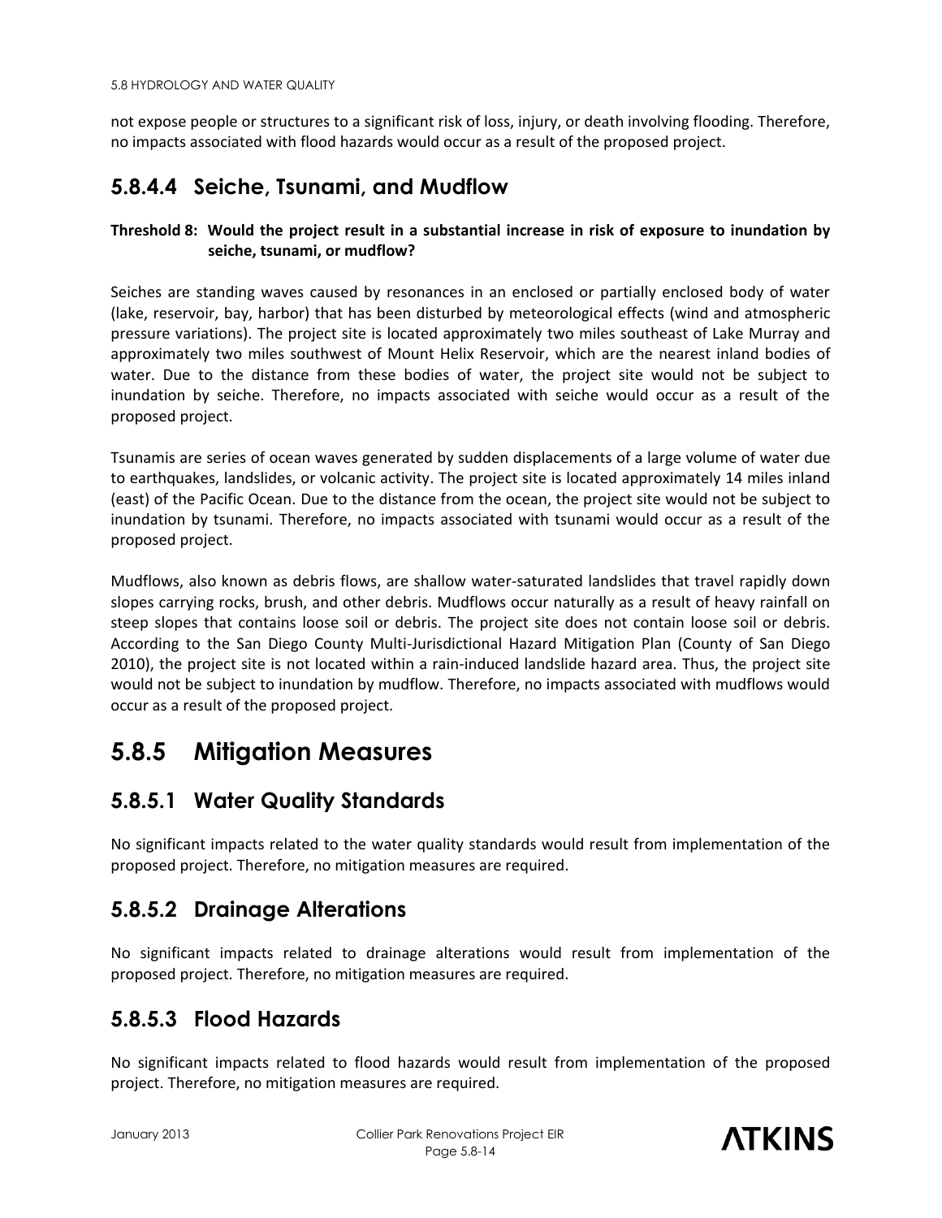not expose people or structures to a significant risk of loss, injury, or death involving flooding. Therefore, no impacts associated with flood hazards would occur as a result of the proposed project.

### 5.8.4.4 Seiche, Tsunami, and Mudflow

**Threshold 8: Would the project result in a substantial increase in risk of exposure to inundation by seiche, tsunami, or mudflow?**

Seiches are standing waves caused by resonances in an enclosed or partially enclosed body of water (lake, reservoir, bay, harbor) that has been disturbed by meteorological effects (wind and atmospheric pressure variations). The project site is located approximately two miles southeast of Lake Murray and approximately two miles southwest of Mount Helix Reservoir, which are the nearest inland bodies of water. Due to the distance from these bodies of water, the project site would not be subject to inundation by seiche. Therefore, no impacts associated with seiche would occur as a result of the proposed project.

Tsunamis are series of ocean waves generated by sudden displacements of a large volume of water due to earthquakes, landslides, or volcanic activity. The project site is located approximately 14 miles inland (east) of the Pacific Ocean. Due to the distance from the ocean, the project site would not be subject to inundation by tsunami. Therefore, no impacts associated with tsunami would occur as a result of the proposed project.

Mudflows, also known as debris flows, are shallow water-saturated landslides that travel rapidly down slopes carrying rocks, brush, and other debris. Mudflows occur naturally as a result of heavy rainfall on steep slopes that contains loose soil or debris. The project site does not contain loose soil or debris. According to the San Diego County Multi-Jurisdictional Hazard Mitigation Plan (County of San Diego 2010), the project site is not located within a rain-induced landslide hazard area. Thus, the project site would not be subject to inundation by mudflow. Therefore, no impacts associated with mudflows would occur as a result of the proposed project.

## 5.8.5 Mitigation Measures

### 5.8.5.1 Water Quality Standards

No significant impacts related to the water quality standards would result from implementation of the proposed project. Therefore, no mitigation measures are required.

### 5.8.5.2 Drainage Alterations

No significant impacts related to drainage alterations would result from implementation of the proposed project. Therefore, no mitigation measures are required.

### 5.8.5.3 Flood Hazards

No significant impacts related to flood hazards would result from implementation of the proposed project. Therefore, no mitigation measures are required.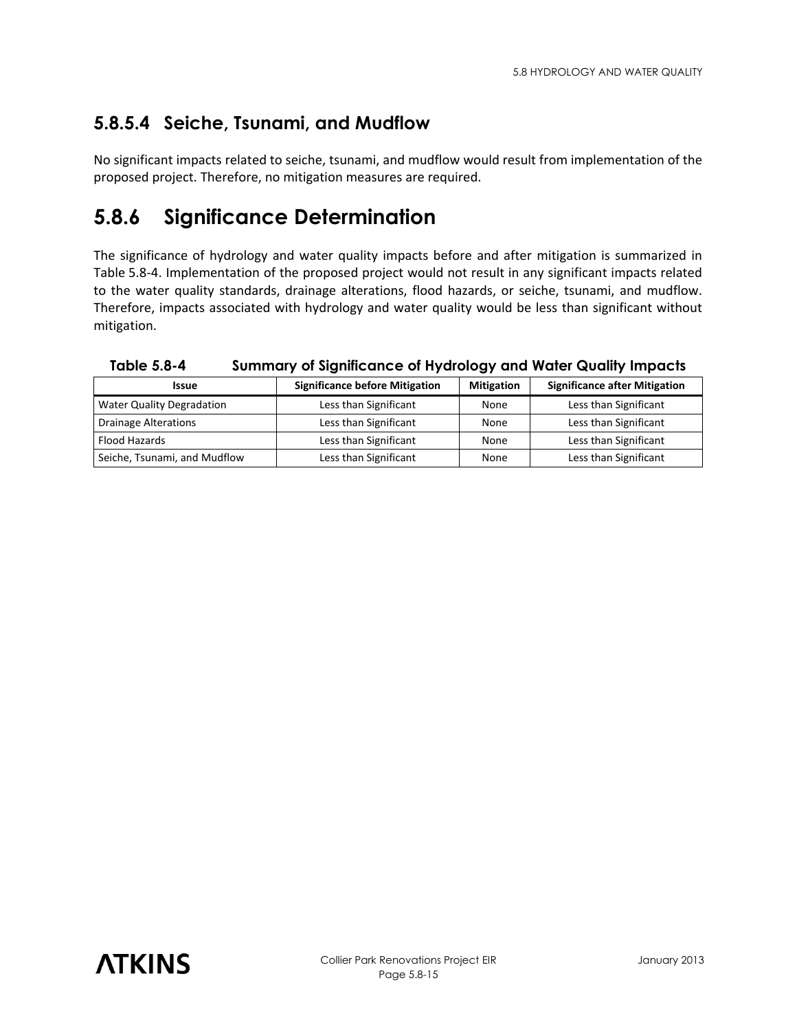### 5.8.5.4 Seiche, Tsunami, and Mudflow

No significant impacts related to seiche, tsunami, and mudflow would result from implementation of the proposed project. Therefore, no mitigation measures are required.

## 5.8.6 Significance Determination

The significance of hydrology and water quality impacts before and after mitigation is summarized in Table 5.8-4. Implementation of the proposed project would not result in any significant impacts related to the water quality standards, drainage alterations, flood hazards, or seiche, tsunami, and mudflow. Therefore, impacts associated with hydrology and water quality would be less than significant without mitigation.

**Table 5.8-4 Summary of Significance of Hydrology and Water Quality Impacts**

| Issue | Significance before Mitigation | Mitigation | Significance after Mitigation |
|---|---|---|---|
| Water Quality Degradation | Less than Significant | None | Less than Significant |
| Drainage Alterations | Less than Significant | None | Less than Significant |
| Flood Hazards | Less than Significant | None | Less than Significant |
| Seiche, Tsunami, and Mudflow | Less than Significant | None | Less than Significant |